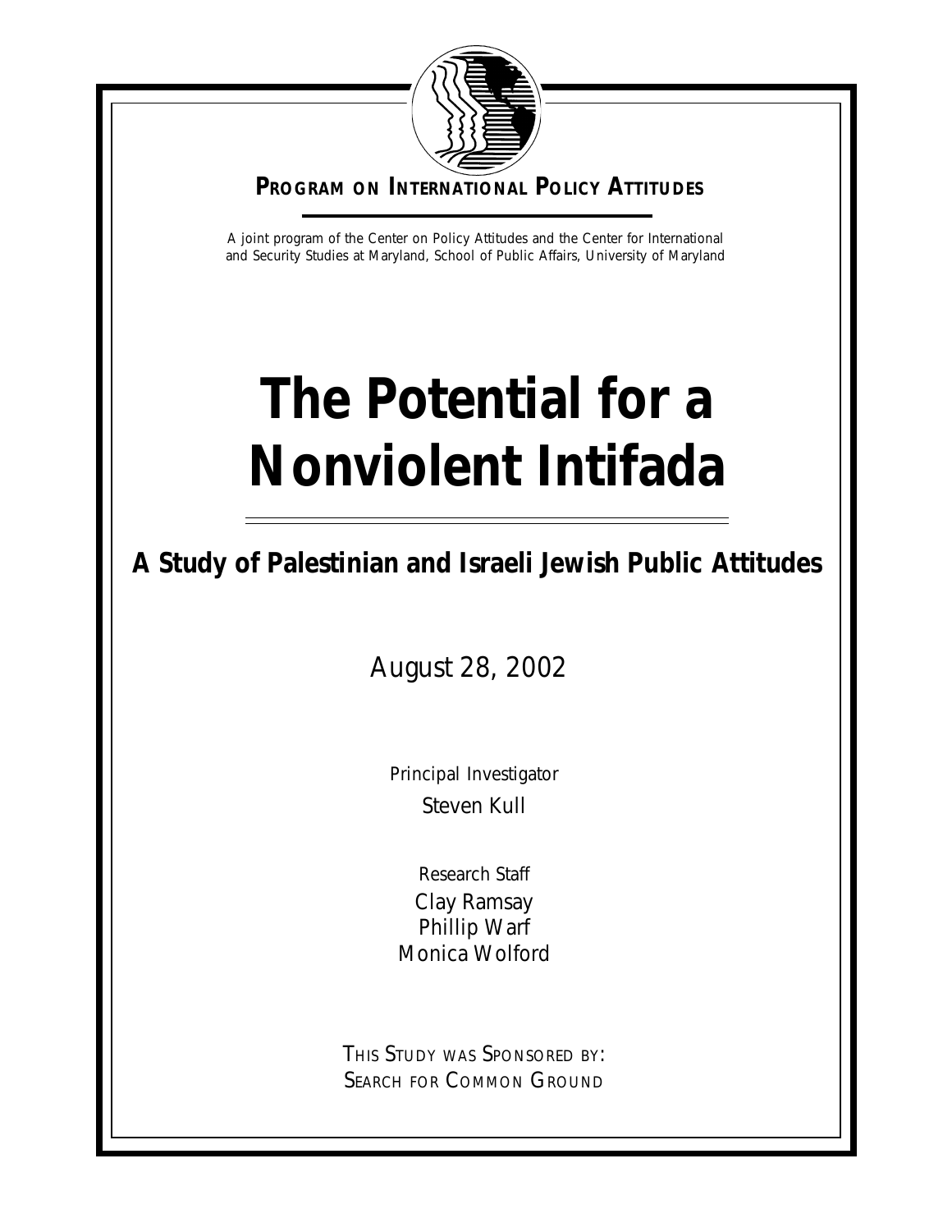**PROGRAM ON INTERNATIONAL POLICY ATTITUDES**

A joint program of the Center on Policy Attitudes and the Center for International and Security Studies at Maryland, School of Public Affairs, University of Maryland

# The Potential for a Nonviolent Intifada

## A Study of Palestinian and Israeli Jewish Public Attitudes

August 28, 2002

Principal Investigator

Steven Kull

Research Staff

Clay Ramsay

Phillip Warf

Monica Wolford

THIS STUDY WAS SPONSORED BY:
SEARCH FOR COMMON GROUND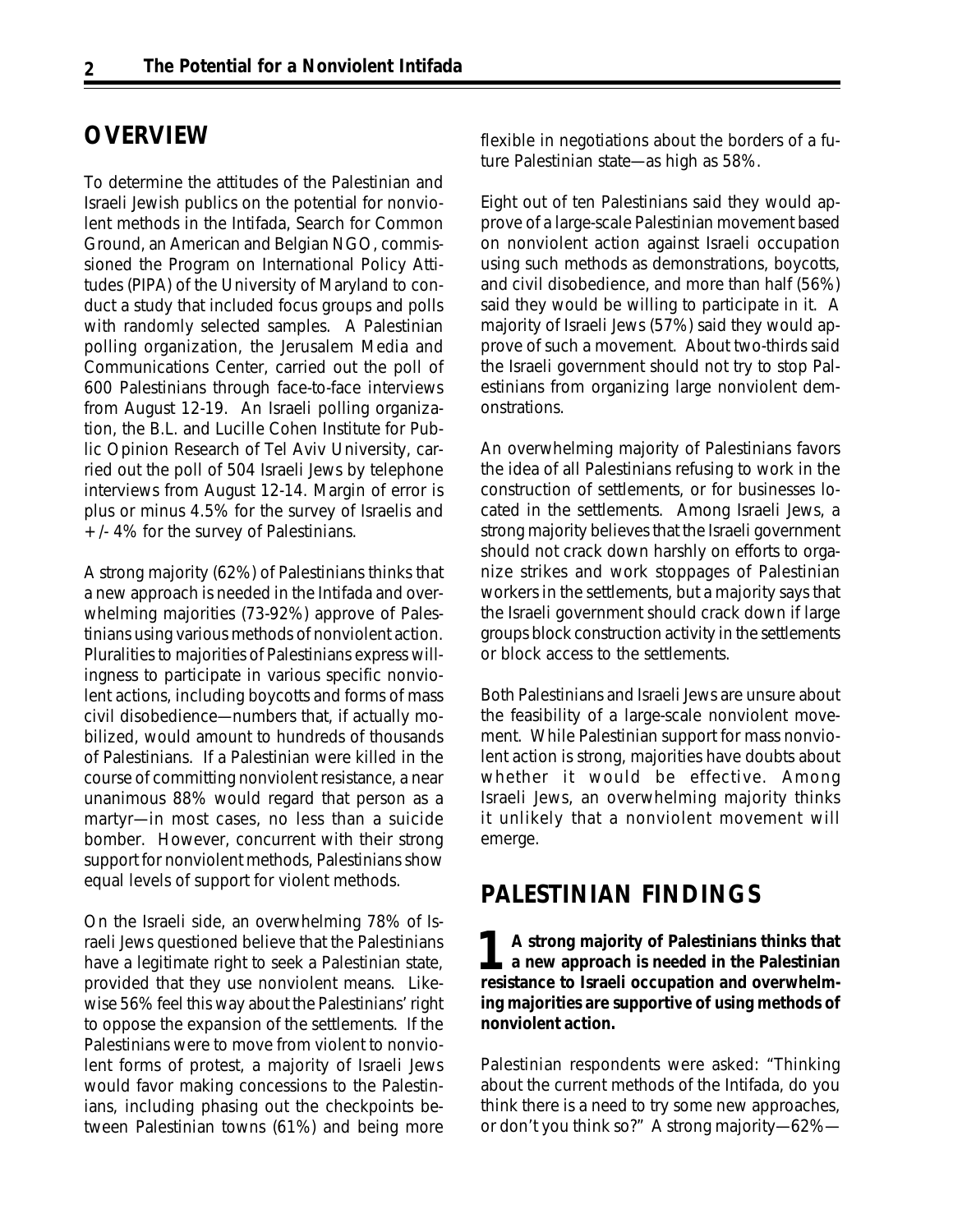## OVERVIEW

To determine the attitudes of the Palestinian and Israeli Jewish publics on the potential for nonviolent methods in the Intifada, Search for Common Ground, an American and Belgian NGO, commissioned the Program on International Policy Attitudes (PIPA) of the University of Maryland to conduct a study that included focus groups and polls with randomly selected samples. A Palestinian polling organization, the Jerusalem Media and Communications Center, carried out the poll of 600 Palestinians through face-to-face interviews from August 12-19. An Israeli polling organization, the B.L. and Lucille Cohen Institute for Public Opinion Research of Tel Aviv University, carried out the poll of 504 Israeli Jews by telephone interviews from August 12-14. Margin of error is plus or minus 4.5% for the survey of Israelis and +/- 4% for the survey of Palestinians.

A strong majority (62%) of Palestinians thinks that a new approach is needed in the Intifada and overwhelming majorities (73-92%) approve of Palestinians using various methods of nonviolent action. Pluralities to majorities of Palestinians express willingness to participate in various specific nonviolent actions, including boycotts and forms of mass civil disobedience—numbers that, if actually mobilized, would amount to hundreds of thousands of Palestinians. If a Palestinian were killed in the course of committing nonviolent resistance, a near unanimous 88% would regard that person as a martyr—in most cases, no less than a suicide bomber. However, concurrent with their strong support for nonviolent methods, Palestinians show equal levels of support for violent methods.

On the Israeli side, an overwhelming 78% of Israeli Jews questioned believe that the Palestinians have a legitimate right to seek a Palestinian state, provided that they use nonviolent means. Likewise 56% feel this way about the Palestinians' right to oppose the expansion of the settlements. If the Palestinians were to move from violent to nonviolent forms of protest, a majority of Israeli Jews would favor making concessions to the Palestinians, including phasing out the checkpoints between Palestinian towns (61%) and being more flexible in negotiations about the borders of a future Palestinian state—as high as 58%.

Eight out of ten Palestinians said they would approve of a large-scale Palestinian movement based on nonviolent action against Israeli occupation using such methods as demonstrations, boycotts, and civil disobedience, and more than half (56%) said they would be willing to participate in it. A majority of Israeli Jews (57%) said they would approve of such a movement. About two-thirds said the Israeli government should not try to stop Palestinians from organizing large nonviolent demonstrations.

An overwhelming majority of Palestinians favors the idea of all Palestinians refusing to work in the construction of settlements, or for businesses located in the settlements. Among Israeli Jews, a strong majority believes that the Israeli government should not crack down harshly on efforts to organize strikes and work stoppages of Palestinian workers in the settlements, but a majority says that the Israeli government should crack down if large groups block construction activity in the settlements or block access to the settlements.

Both Palestinians and Israeli Jews are unsure about the feasibility of a large-scale nonviolent movement. While Palestinian support for mass nonviolent action is strong, majorities have doubts about whether it would be effective. Among Israeli Jews, an overwhelming majority thinks it unlikely that a nonviolent movement will emerge.

## PALESTINIAN FINDINGS

**1 A strong majority of Palestinians thinks that a new approach is needed in the Palestinian resistance to Israeli occupation and overwhelming majorities are supportive of using methods of nonviolent action.**

Palestinian respondents were asked: "Thinking about the current methods of the Intifada, do you think there is a need to try some new approaches, or don't you think so?" A strong majority—62%—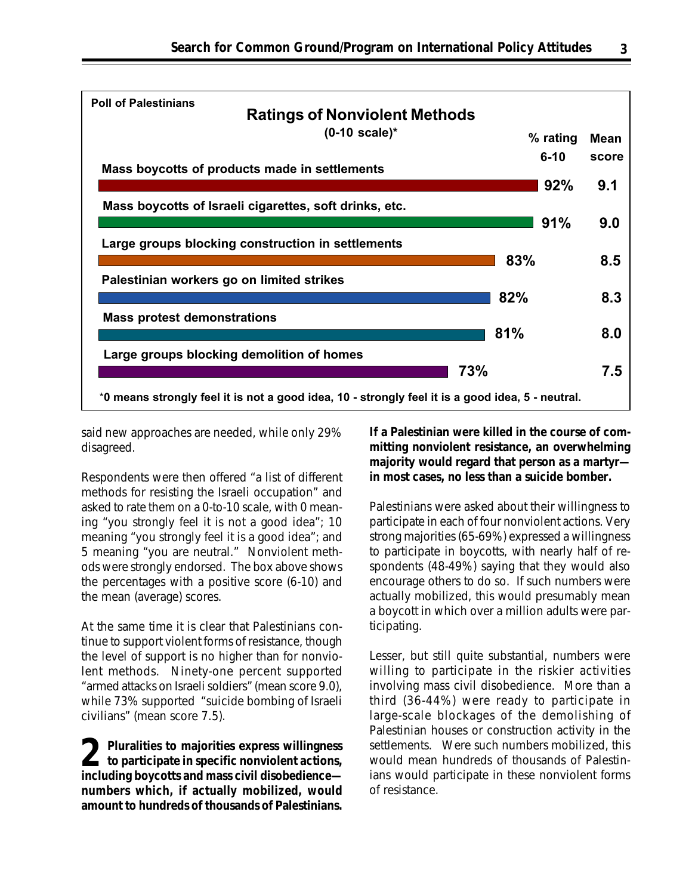**Poll of Palestinians**

**Ratings of Nonviolent Methods**
**(0-10 scale)***

| | % rating 6-10 | Mean score |
|---|---|---|
| Mass boycotts of products made in settlements | 92% | 9.1 |
| Mass boycotts of Israeli cigarettes, soft drinks, etc. | 91% | 9.0 |
| Large groups blocking construction in settlements | 83% | 8.5 |
| Palestinian workers go on limited strikes | 82% | 8.3 |
| Mass protest demonstrations | 81% | 8.0 |
| Large groups blocking demolition of homes | 73% | 7.5 |

*0 means strongly feel it is not a good idea, 10 - strongly feel it is a good idea, 5 - neutral.

said new approaches are needed, while only 29% disagreed.

Respondents were then offered "a list of different methods for resisting the Israeli occupation" and asked to rate them on a 0-to-10 scale, with 0 meaning "you strongly feel it is not a good idea"; 10 meaning "you strongly feel it is a good idea"; and 5 meaning "you are neutral." Nonviolent methods were strongly endorsed. The box above shows the percentages with a positive score (6-10) and the mean (average) scores.

At the same time it is clear that Palestinians continue to support violent forms of resistance, though the level of support is no higher than for nonviolent methods. Ninety-one percent supported "armed attacks on Israeli soldiers" (mean score 9.0), while 73% supported "suicide bombing of Israeli civilians" (mean score 7.5).

**2 Pluralities to majorities express willingness to participate in specific nonviolent actions, including boycotts and mass civil disobedience—numbers which, if actually mobilized, would amount to hundreds of thousands of Palestinians.**

**If a Palestinian were killed in the course of committing nonviolent resistance, an overwhelming majority would regard that person as a martyr—in most cases, no less than a suicide bomber.**

Palestinians were asked about their willingness to participate in each of four nonviolent actions. Very strong majorities (65-69%) expressed a willingness to participate in boycotts, with nearly half of respondents (48-49%) saying that they would also encourage others to do so. If such numbers were actually mobilized, this would presumably mean a boycott in which over a million adults were participating.

Lesser, but still quite substantial, numbers were willing to participate in the riskier activities involving mass civil disobedience. More than a third (36-44%) were ready to participate in large-scale blockages of the demolishing of Palestinian houses or construction activity in the settlements. Were such numbers mobilized, this would mean hundreds of thousands of Palestinians would participate in these nonviolent forms of resistance.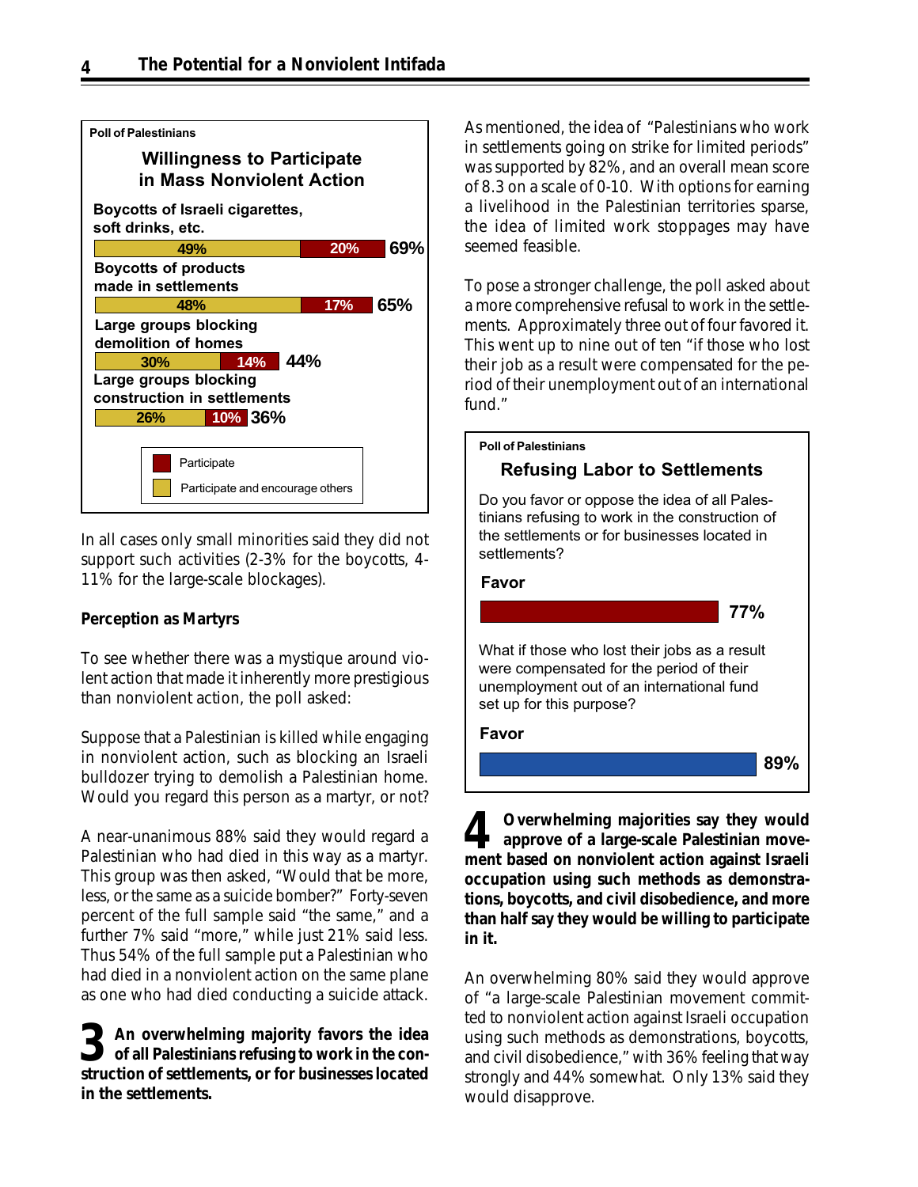**Poll of Palestinians**

**Willingness to Participate in Mass Nonviolent Action**

| | Participate and encourage others | Participate | Total |
|---|---|---|---|
| Boycotts of Israeli cigarettes, soft drinks, etc. | 49% | 20% | 69% |
| Boycotts of products made in settlements | 48% | 17% | 65% |
| Large groups blocking demolition of homes | 30% | 14% | 44% |
| Large groups blocking construction in settlements | 26% | 10% | 36% |

In all cases only small minorities said they did not support such activities (2-3% for the boycotts, 4-11% for the large-scale blockages).

**Perception as Martyrs**

To see whether there was a mystique around violent action that made it inherently more prestigious than nonviolent action, the poll asked:

Suppose that a Palestinian is killed while engaging in nonviolent action, such as blocking an Israeli bulldozer trying to demolish a Palestinian home. Would you regard this person as a martyr, or not?

A near-unanimous 88% said they would regard a Palestinian who had died in this way as a martyr. This group was then asked, "Would that be more, less, or the same as a suicide bomber?" Forty-seven percent of the full sample said "the same," and a further 7% said "more," while just 21% said less. Thus 54% of the full sample put a Palestinian who had died in a nonviolent action on the same plane as one who had died conducting a suicide attack.

**3 An overwhelming majority favors the idea of all Palestinians refusing to work in the construction of settlements, or for businesses located in the settlements.**

As mentioned, the idea of "Palestinians who work in settlements going on strike for limited periods" was supported by 82%, and an overall mean score of 8.3 on a scale of 0-10. With options for earning a livelihood in the Palestinian territories sparse, the idea of limited work stoppages may have seemed feasible.

To pose a stronger challenge, the poll asked about a more comprehensive refusal to work in the settlements. Approximately three out of four favored it. This went up to nine out of ten "if those who lost their job as a result were compensated for the period of their unemployment out of an international fund."

**Poll of Palestinians**

**Refusing Labor to Settlements**

Do you favor or oppose the idea of all Palestinians refusing to work in the construction of the settlements or for businesses located in settlements?

Favor: 77%

What if those who lost their jobs as a result were compensated for the period of their unemployment out of an international fund set up for this purpose?

Favor: 89%

**4 Overwhelming majorities say they would approve of a large-scale Palestinian movement based on nonviolent action against Israeli occupation using such methods as demonstrations, boycotts, and civil disobedience, and more than half say they would be willing to participate in it.**

An overwhelming 80% said they would approve of "a large-scale Palestinian movement committed to nonviolent action against Israeli occupation using such methods as demonstrations, boycotts, and civil disobedience," with 36% feeling that way strongly and 44% somewhat. Only 13% said they would disapprove.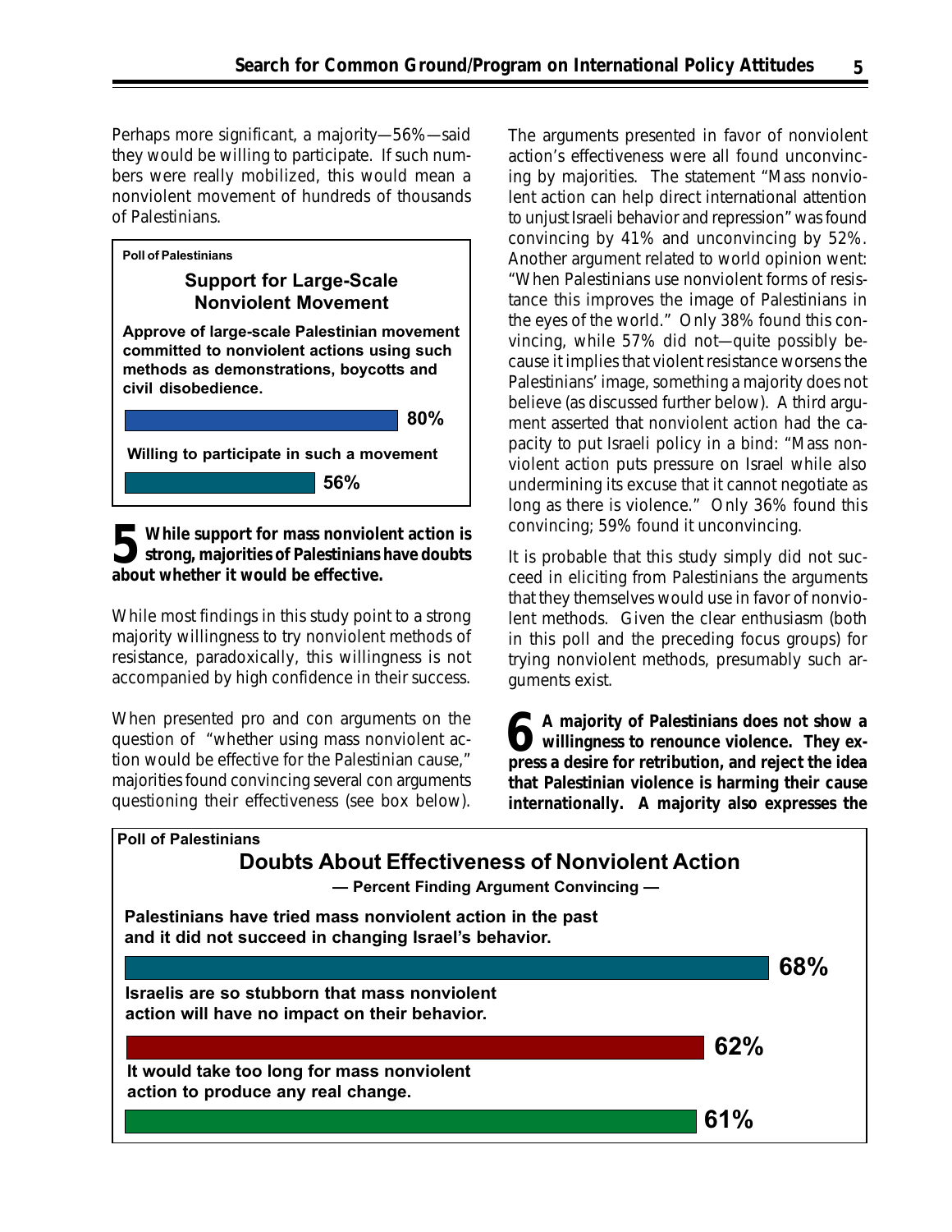Perhaps more significant, a majority—56%—said they would be willing to participate. If such numbers were really mobilized, this would mean a nonviolent movement of hundreds of thousands of Palestinians.

**Poll of Palestinians**

**Support for Large-Scale Nonviolent Movement**

| | |
|---|---|
| Approve of large-scale Palestinian movement committed to nonviolent actions using such methods as demonstrations, boycotts and civil disobedience. | 80% |
| Willing to participate in such a movement | 56% |

**5 While support for mass nonviolent action is strong, majorities of Palestinians have doubts about whether it would be effective.**

While most findings in this study point to a strong majority willingness to try nonviolent methods of resistance, paradoxically, this willingness is not accompanied by high confidence in their success.

When presented pro and con arguments on the question of "whether using mass nonviolent action would be effective for the Palestinian cause," majorities found convincing several con arguments questioning their effectiveness (see box below).

The arguments presented in favor of nonviolent action's effectiveness were all found unconvincing by majorities. The statement "Mass nonviolent action can help direct international attention to unjust Israeli behavior and repression" was found convincing by 41% and unconvincing by 52%. Another argument related to world opinion went: "When Palestinians use nonviolent forms of resistance this improves the image of Palestinians in the eyes of the world." Only 38% found this convincing, while 57% did not—quite possibly because it implies that violent resistance worsens the Palestinians' image, something a majority does not believe (as discussed further below). A third argument asserted that nonviolent action had the capacity to put Israeli policy in a bind: "Mass nonviolent action puts pressure on Israel while also undermining its excuse that it cannot negotiate as long as there is violence." Only 36% found this convincing; 59% found it unconvincing.

It is probable that this study simply did not succeed in eliciting from Palestinians the arguments that they themselves would use in favor of nonviolent methods. Given the clear enthusiasm (both in this poll and the preceding focus groups) for trying nonviolent methods, presumably such arguments exist.

**6 A majority of Palestinians does not show a willingness to renounce violence. They express a desire for retribution, and reject the idea that Palestinian violence is harming their cause internationally. A majority also expresses the**

**Poll of Palestinians**

**Doubts About Effectiveness of Nonviolent Action**

**— Percent Finding Argument Convincing —**

| | |
|---|---|
| Palestinians have tried mass nonviolent action in the past and it did not succeed in changing Israel's behavior. | 68% |
| Israelis are so stubborn that mass nonviolent action will have no impact on their behavior. | 62% |
| It would take too long for mass nonviolent action to produce any real change. | 61% |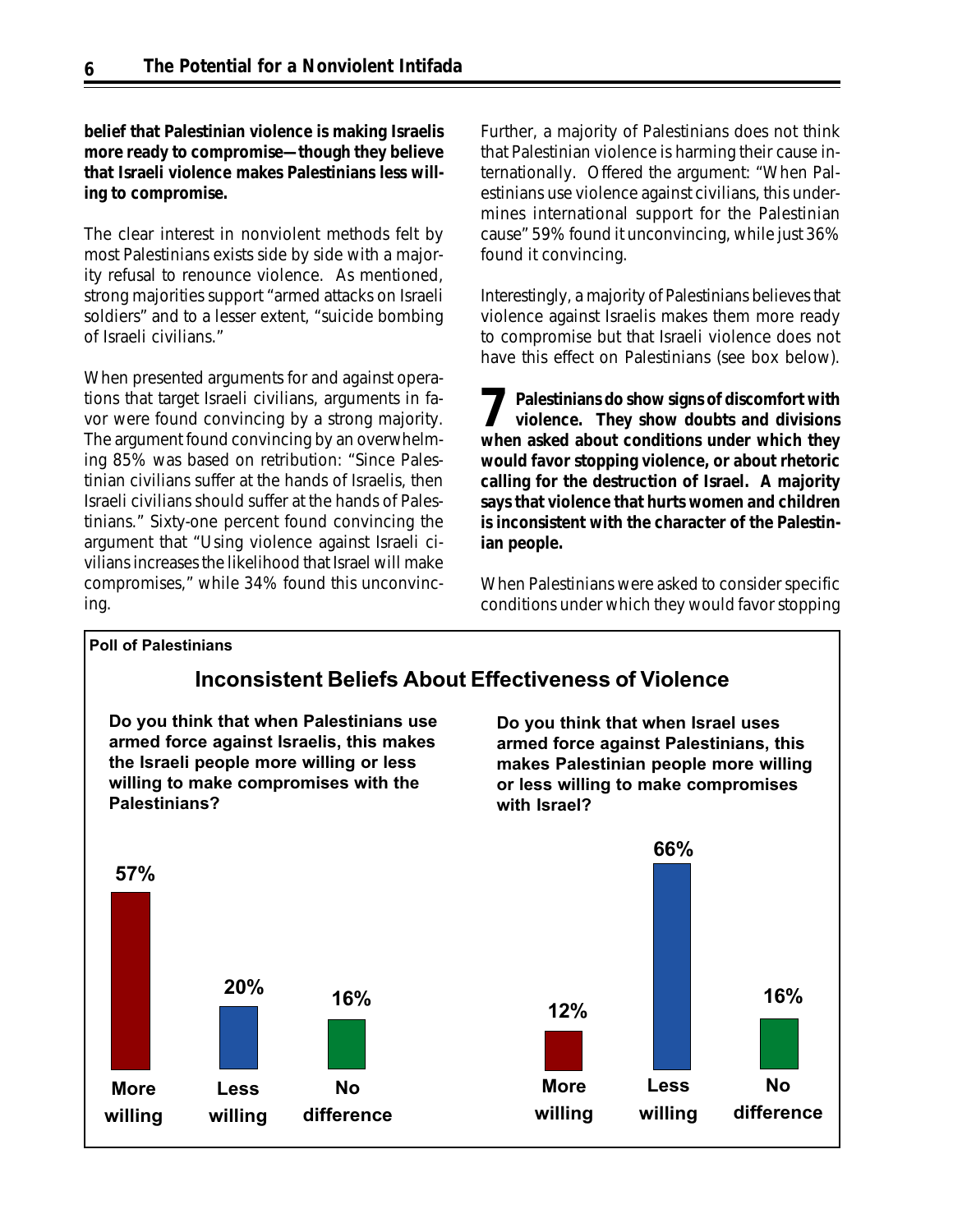**belief that Palestinian violence is making Israelis more ready to compromise—though they believe that Israeli violence makes Palestinians less willing to compromise.**

The clear interest in nonviolent methods felt by most Palestinians exists side by side with a majority refusal to renounce violence. As mentioned, strong majorities support "armed attacks on Israeli soldiers" and to a lesser extent, "suicide bombing of Israeli civilians."

When presented arguments for and against operations that target Israeli civilians, arguments in favor were found convincing by a strong majority. The argument found convincing by an overwhelming 85% was based on retribution: "Since Palestinian civilians suffer at the hands of Israelis, then Israeli civilians should suffer at the hands of Palestinians." Sixty-one percent found convincing the argument that "Using violence against Israeli civilians increases the likelihood that Israel will make compromises," while 34% found this unconvincing.

Further, a majority of Palestinians does not think that Palestinian violence is harming their cause internationally. Offered the argument: "When Palestinians use violence against civilians, this undermines international support for the Palestinian cause" 59% found it unconvincing, while just 36% found it convincing.

Interestingly, a majority of Palestinians believes that violence against Israelis makes them more ready to compromise but that Israeli violence does not have this effect on Palestinians (see box below).

**7 Palestinians do show signs of discomfort with violence. They show doubts and divisions when asked about conditions under which they would favor stopping violence, or about rhetoric calling for the destruction of Israel. A majority says that violence that hurts women and children is inconsistent with the character of the Palestinian people.**

When Palestinians were asked to consider specific conditions under which they would favor stopping

**Poll of Palestinians**

## Inconsistent Beliefs About Effectiveness of Violence

**Do you think that when Palestinians use armed force against Israelis, this makes the Israeli people more willing or less willing to make compromises with the Palestinians?**

| More willing | Less willing | No difference |
|---|---|---|
| 57% | 20% | 16% |

**Do you think that when Israel uses armed force against Palestinians, this makes Palestinian people more willing or less willing to make compromises with Israel?**

| More willing | Less willing | No difference |
|---|---|---|
| 12% | 66% | 16% |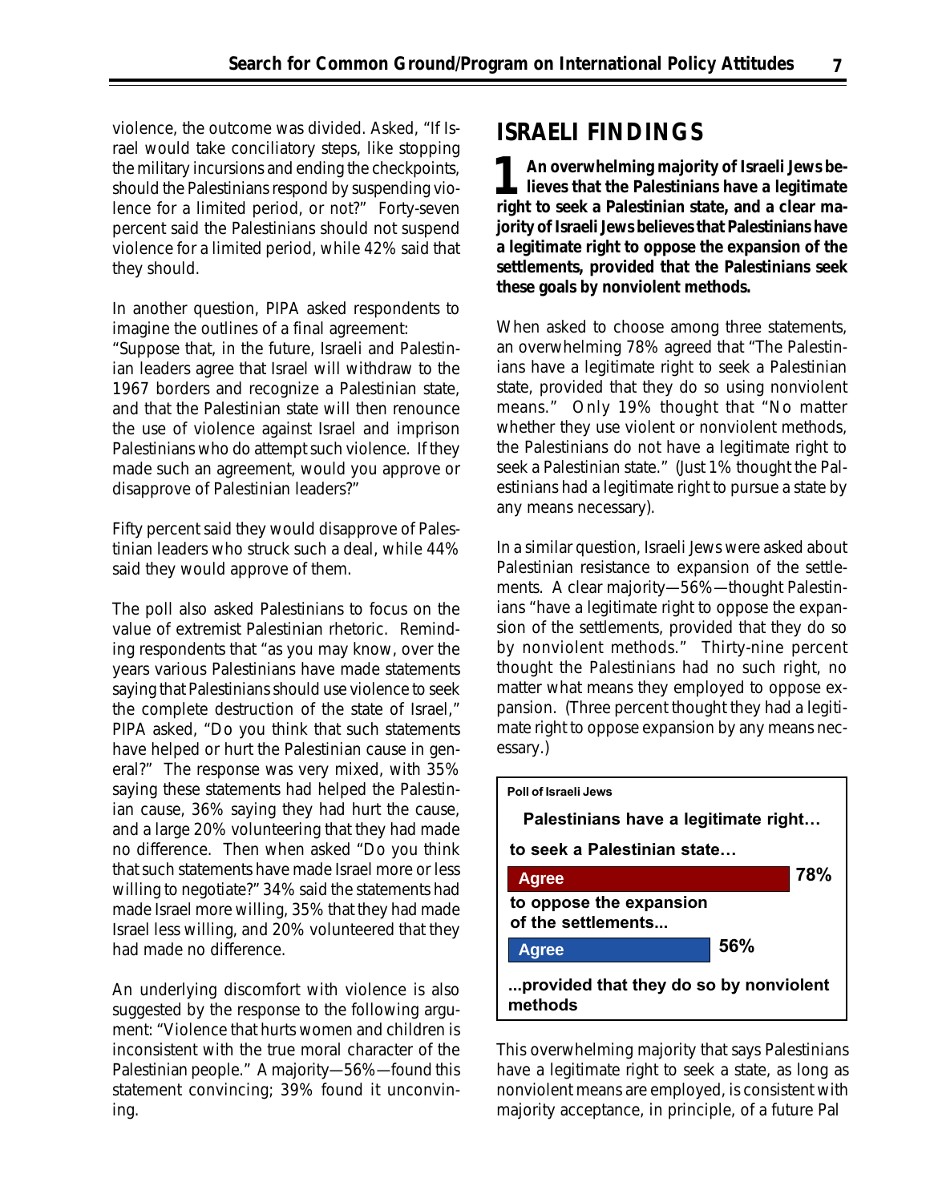violence, the outcome was divided. Asked, "If Israel would take conciliatory steps, like stopping the military incursions and ending the checkpoints, should the Palestinians respond by suspending violence for a limited period, or not?" Forty-seven percent said the Palestinians should not suspend violence for a limited period, while 42% said that they should.

In another question, PIPA asked respondents to imagine the outlines of a final agreement: "Suppose that, in the future, Israeli and Palestinian leaders agree that Israel will withdraw to the 1967 borders and recognize a Palestinian state, and that the Palestinian state will then renounce the use of violence against Israel and imprison Palestinians who do attempt such violence. If they made such an agreement, would you approve or disapprove of Palestinian leaders?"

Fifty percent said they would disapprove of Palestinian leaders who struck such a deal, while 44% said they would approve of them.

The poll also asked Palestinians to focus on the value of extremist Palestinian rhetoric. Reminding respondents that "as you may know, over the years various Palestinians have made statements saying that Palestinians should use violence to seek the complete destruction of the state of Israel," PIPA asked, "Do you think that such statements have helped or hurt the Palestinian cause in general?" The response was very mixed, with 35% saying these statements had helped the Palestinian cause, 36% saying they had hurt the cause, and a large 20% volunteering that they had made no difference. Then when asked "Do you think that such statements have made Israel more or less willing to negotiate?" 34% said the statements had made Israel more willing, 35% that they had made Israel less willing, and 20% volunteered that they had made no difference.

An underlying discomfort with violence is also suggested by the response to the following argument: "Violence that hurts women and children is inconsistent with the true moral character of the Palestinian people." A majority—56%—found this statement convincing; 39% found it unconvincing.

## ISRAELI FINDINGS

**1 An overwhelming majority of Israeli Jews believes that the Palestinians have a legitimate right to seek a Palestinian state, and a clear majority of Israeli Jews believes that Palestinians have a legitimate right to oppose the expansion of the settlements, provided that the Palestinians seek these goals by nonviolent methods.**

When asked to choose among three statements, an overwhelming 78% agreed that "The Palestinians have a legitimate right to seek a Palestinian state, provided that they do so using nonviolent means." Only 19% thought that "No matter whether they use violent or nonviolent methods, the Palestinians do not have a legitimate right to seek a Palestinian state." (Just 1% thought the Palestinians had a legitimate right to pursue a state by any means necessary).

In a similar question, Israeli Jews were asked about Palestinian resistance to expansion of the settlements. A clear majority—56%—thought Palestinians "have a legitimate right to oppose the expansion of the settlements, provided that they do so by nonviolent methods." Thirty-nine percent thought the Palestinians had no such right, no matter what means they employed to oppose expansion. (Three percent thought they had a legitimate right to oppose expansion by any means necessary.)

**Poll of Israeli Jews**

**Palestinians have a legitimate right…**

| | Agree |
|---|---|
| to seek a Palestinian state… | 78% |
| to oppose the expansion of the settlements... | 56% |

**...provided that they do so by nonviolent methods**

This overwhelming majority that says Palestinians have a legitimate right to seek a state, as long as nonviolent means are employed, is consistent with majority acceptance, in principle, of a future Pal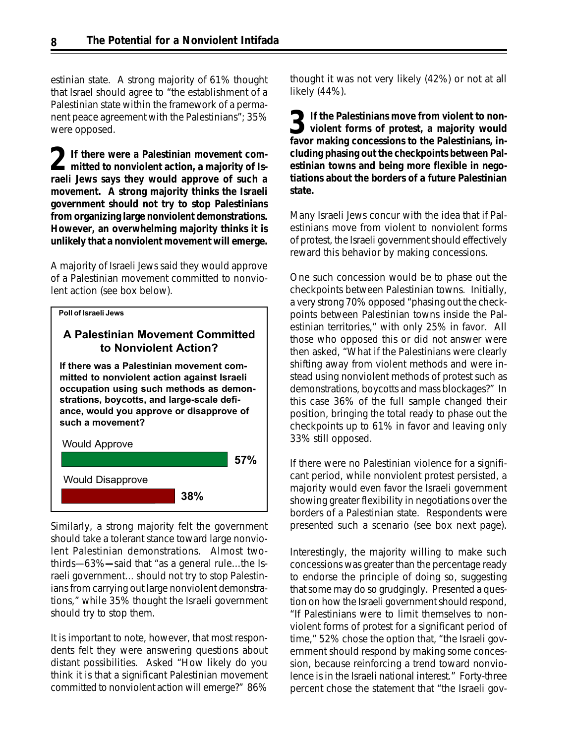estinian state. A strong majority of 61% thought that Israel should agree to "the establishment of a Palestinian state within the framework of a permanent peace agreement with the Palestinians"; 35% were opposed.

**2 If there were a Palestinian movement committed to nonviolent action, a majority of Israeli Jews says they would approve of such a movement. A strong majority thinks the Israeli government should not try to stop Palestinians from organizing large nonviolent demonstrations. However, an overwhelming majority thinks it is unlikely that a nonviolent movement will emerge.**

A majority of Israeli Jews said they would approve of a Palestinian movement committed to nonviolent action (see box below).

**Poll of Israeli Jews**

**A Palestinian Movement Committed to Nonviolent Action?**

**If there was a Palestinian movement committed to nonviolent action against Israeli occupation using such methods as demonstrations, boycotts, and large-scale defiance, would you approve or disapprove of such a movement?**

| Response | Percent |
| --- | --- |
| Would Approve | 57% |
| Would Disapprove | 38% |

Similarly, a strong majority felt the government should take a tolerant stance toward large nonviolent Palestinian demonstrations. Almost two-thirds—63%—said that "as a general rule...the Israeli government... should not try to stop Palestinians from carrying out large nonviolent demonstrations," while 35% thought the Israeli government should try to stop them.

It is important to note, however, that most respondents felt they were answering questions about distant possibilities. Asked "How likely do you think it is that a significant Palestinian movement committed to nonviolent action will emerge?" 86% thought it was not very likely (42%) or not at all likely (44%).

**3 If the Palestinians move from violent to nonviolent forms of protest, a majority would favor making concessions to the Palestinians, including phasing out the checkpoints between Palestinian towns and being more flexible in negotiations about the borders of a future Palestinian state.**

Many Israeli Jews concur with the idea that if Palestinians move from violent to nonviolent forms of protest, the Israeli government should effectively reward this behavior by making concessions.

One such concession would be to phase out the checkpoints between Palestinian towns. Initially, a very strong 70% opposed "phasing out the checkpoints between Palestinian towns inside the Palestinian territories," with only 25% in favor. All those who opposed this or did not answer were then asked, "What if the Palestinians were clearly shifting away from violent methods and were instead using nonviolent methods of protest such as demonstrations, boycotts and mass blockages?" In this case 36% of the full sample changed their position, bringing the total ready to phase out the checkpoints up to 61% in favor and leaving only 33% still opposed.

If there were no Palestinian violence for a significant period, while nonviolent protest persisted, a majority would even favor the Israeli government showing greater flexibility in negotiations over the borders of a Palestinian state. Respondents were presented such a scenario (see box next page).

Interestingly, the majority willing to make such concessions was greater than the percentage ready to endorse the principle of doing so, suggesting that some may do so grudgingly. Presented a question on how the Israeli government should respond, "If Palestinians were to limit themselves to nonviolent forms of protest for a significant period of time," 52% chose the option that, "the Israeli government should respond by making some concession, because reinforcing a trend toward nonviolence is in the Israeli national interest." Forty-three percent chose the statement that "the Israeli gov-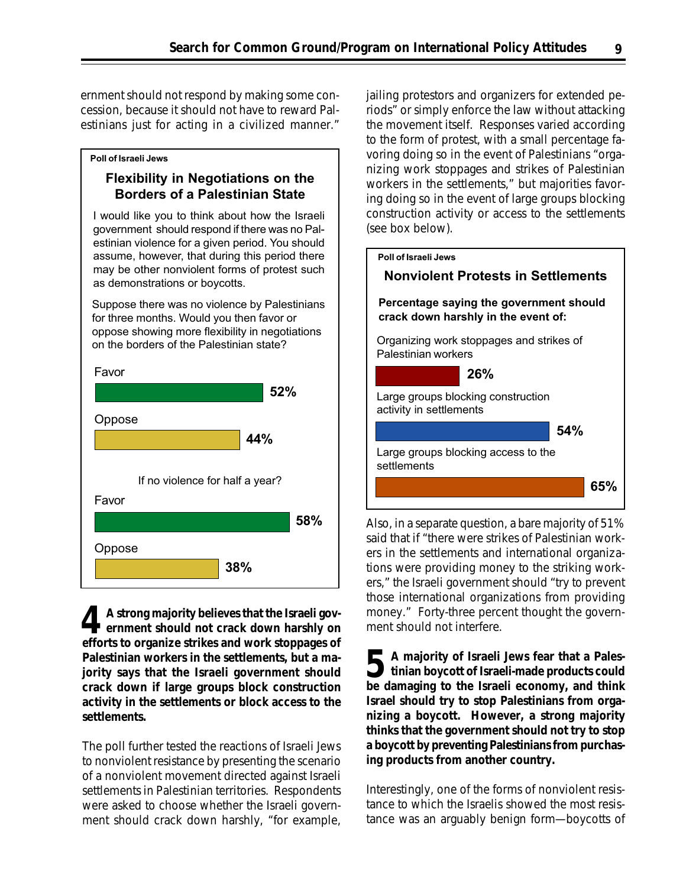ernment should not respond by making some concession, because it should not have to reward Palestinians just for acting in a civilized manner."

**Poll of Israeli Jews**

### Flexibility in Negotiations on the Borders of a Palestinian State

I would like you to think about how the Israeli government should respond if there was no Palestinian violence for a given period. You should assume, however, that during this period there may be other nonviolent forms of protest such as demonstrations or boycotts.

Suppose there was no violence by Palestinians for three months. Would you then favor or oppose showing more flexibility in negotiations on the borders of the Palestinian state?

| | |
|---|---|
| Favor | 52% |
| Oppose | 44% |

If no violence for half a year?

| | |
|---|---|
| Favor | 58% |
| Oppose | 38% |

**4 A strong majority believes that the Israeli government should not crack down harshly on efforts to organize strikes and work stoppages of Palestinian workers in the settlements, but a majority says that the Israeli government should crack down if large groups block construction activity in the settlements or block access to the settlements.**

The poll further tested the reactions of Israeli Jews to nonviolent resistance by presenting the scenario of a nonviolent movement directed against Israeli settlements in Palestinian territories. Respondents were asked to choose whether the Israeli government should crack down harshly, "for example, jailing protestors and organizers for extended periods" or simply enforce the law without attacking the movement itself. Responses varied according to the form of protest, with a small percentage favoring doing so in the event of Palestinians "organizing work stoppages and strikes of Palestinian workers in the settlements," but majorities favoring doing so in the event of large groups blocking construction activity or access to the settlements (see box below).

**Poll of Israeli Jews**

### Nonviolent Protests in Settlements

**Percentage saying the government should crack down harshly in the event of:**

| | |
|---|---|
| Organizing work stoppages and strikes of Palestinian workers | 26% |
| Large groups blocking construction activity in settlements | 54% |
| Large groups blocking access to the settlements | 65% |

Also, in a separate question, a bare majority of 51% said that if "there were strikes of Palestinian workers in the settlements and international organizations were providing money to the striking workers," the Israeli government should "try to prevent those international organizations from providing money." Forty-three percent thought the government should not interfere.

**5 A majority of Israeli Jews fear that a Palestinian boycott of Israeli-made products could be damaging to the Israeli economy, and think Israel should try to stop Palestinians from organizing a boycott. However, a strong majority thinks that the government should not try to stop a boycott by preventing Palestinians from purchasing products from another country.**

Interestingly, one of the forms of nonviolent resistance to which the Israelis showed the most resistance was an arguably benign form—boycotts of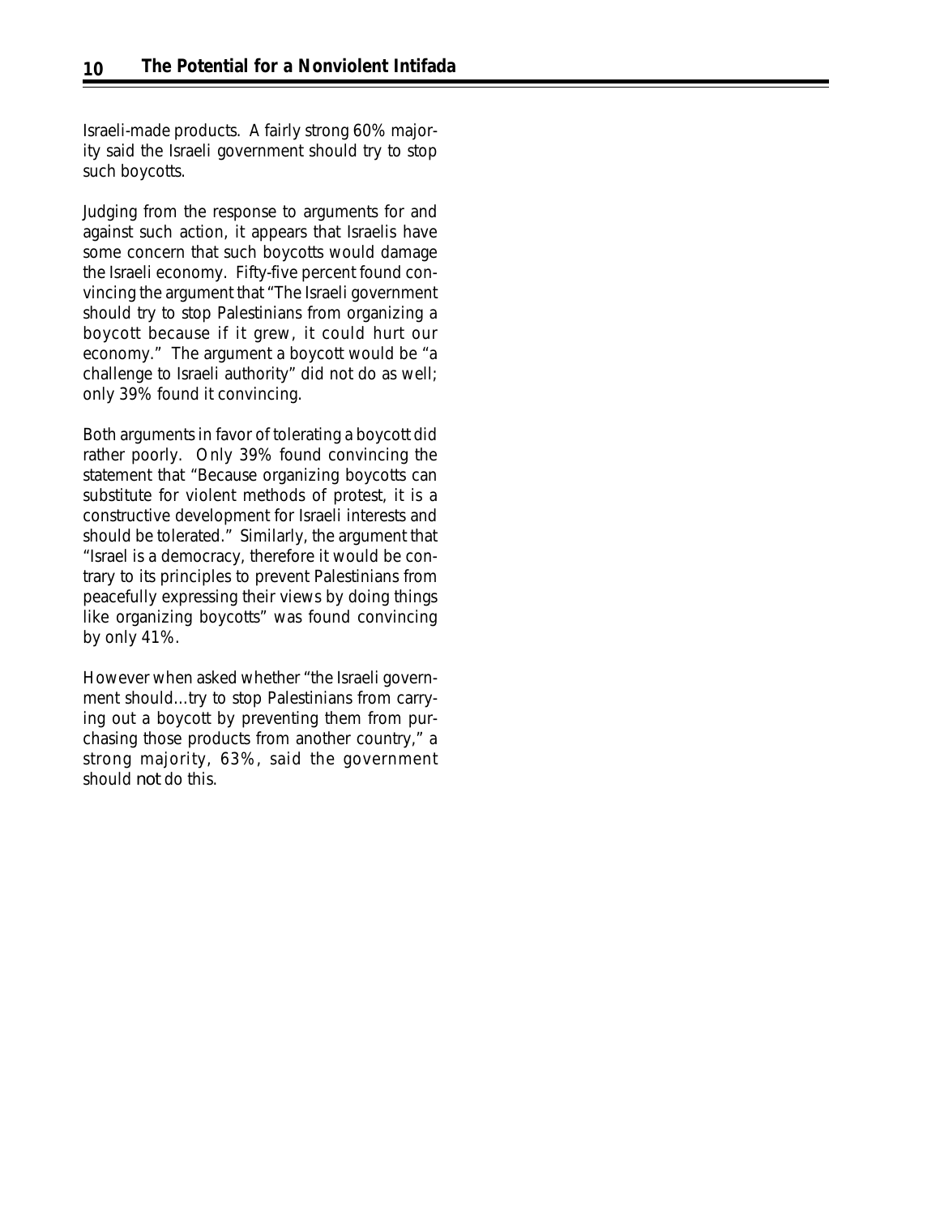Israeli-made products. A fairly strong 60% majority said the Israeli government should try to stop such boycotts.

Judging from the response to arguments for and against such action, it appears that Israelis have some concern that such boycotts would damage the Israeli economy. Fifty-five percent found convincing the argument that "The Israeli government should try to stop Palestinians from organizing a boycott because if it grew, it could hurt our economy." The argument a boycott would be "a challenge to Israeli authority" did not do as well; only 39% found it convincing.

Both arguments in favor of tolerating a boycott did rather poorly. Only 39% found convincing the statement that "Because organizing boycotts can substitute for violent methods of protest, it is a constructive development for Israeli interests and should be tolerated." Similarly, the argument that "Israel is a democracy, therefore it would be contrary to its principles to prevent Palestinians from peacefully expressing their views by doing things like organizing boycotts" was found convincing by only 41%.

However when asked whether "the Israeli government should...try to stop Palestinians from carrying out a boycott by preventing them from purchasing those products from another country," a strong majority, 63%, said the government should *not* do this.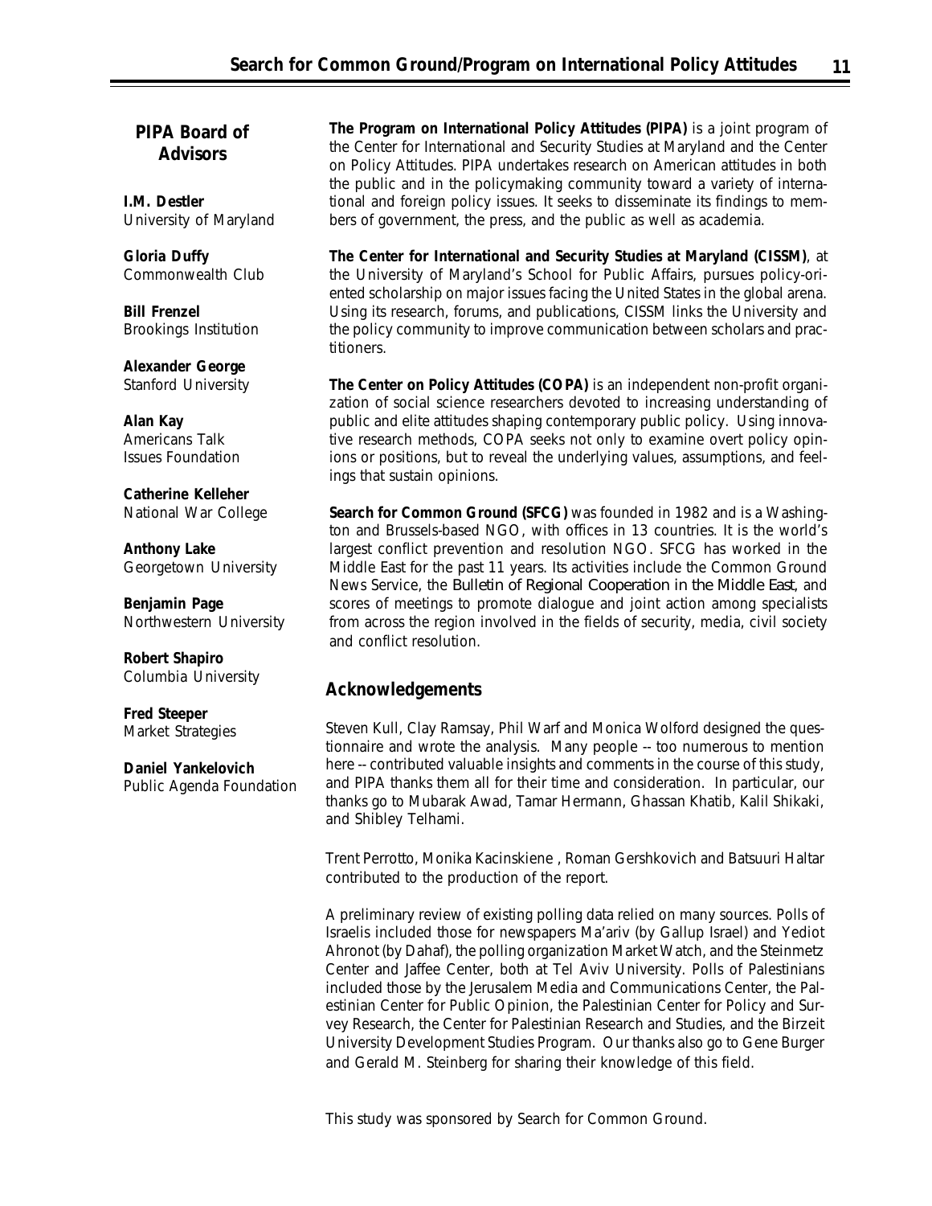## PIPA Board of Advisors

**I.M. Destler**
University of Maryland

**Gloria Duffy**
Commonwealth Club

**Bill Frenzel**
Brookings Institution

**Alexander George**
Stanford University

**Alan Kay**
Americans Talk Issues Foundation

**Catherine Kelleher**
National War College

**Anthony Lake**
Georgetown University

**Benjamin Page**
Northwestern University

**Robert Shapiro**
Columbia University

**Fred Steeper**
Market Strategies

**Daniel Yankelovich**
Public Agenda Foundation

**The Program on International Policy Attitudes (PIPA)** is a joint program of the Center for International and Security Studies at Maryland and the Center on Policy Attitudes. PIPA undertakes research on American attitudes in both the public and in the policymaking community toward a variety of international and foreign policy issues. It seeks to disseminate its findings to members of government, the press, and the public as well as academia.

**The Center for International and Security Studies at Maryland (CISSM)**, at the University of Maryland's School for Public Affairs, pursues policy-oriented scholarship on major issues facing the United States in the global arena. Using its research, forums, and publications, CISSM links the University and the policy community to improve communication between scholars and practitioners.

**The Center on Policy Attitudes (COPA)** is an independent non-profit organization of social science researchers devoted to increasing understanding of public and elite attitudes shaping contemporary public policy. Using innovative research methods, COPA seeks not only to examine overt policy opinions or positions, but to reveal the underlying values, assumptions, and feelings that sustain opinions.

**Search for Common Ground (SFCG)** was founded in 1982 and is a Washington and Brussels-based NGO, with offices in 13 countries. It is the world's largest conflict prevention and resolution NGO. SFCG has worked in the Middle East for the past 11 years. Its activities include the Common Ground News Service, the *Bulletin of Regional Cooperation in the Middle East*, and scores of meetings to promote dialogue and joint action among specialists from across the region involved in the fields of security, media, civil society and conflict resolution.

## Acknowledgements

Steven Kull, Clay Ramsay, Phil Warf and Monica Wolford designed the questionnaire and wrote the analysis. Many people -- too numerous to mention here -- contributed valuable insights and comments in the course of this study, and PIPA thanks them all for their time and consideration. In particular, our thanks go to Mubarak Awad, Tamar Hermann, Ghassan Khatib, Kalil Shikaki, and Shibley Telhami.

Trent Perrotto, Monika Kacinskiene , Roman Gershkovich and Batsuuri Haltar contributed to the production of the report.

A preliminary review of existing polling data relied on many sources. Polls of Israelis included those for newspapers Ma'ariv (by Gallup Israel) and Yediot Ahronot (by Dahaf), the polling organization Market Watch, and the Steinmetz Center and Jaffee Center, both at Tel Aviv University. Polls of Palestinians included those by the Jerusalem Media and Communications Center, the Palestinian Center for Public Opinion, the Palestinian Center for Policy and Survey Research, the Center for Palestinian Research and Studies, and the Birzeit University Development Studies Program. Our thanks also go to Gene Burger and Gerald M. Steinberg for sharing their knowledge of this field.

This study was sponsored by Search for Common Ground.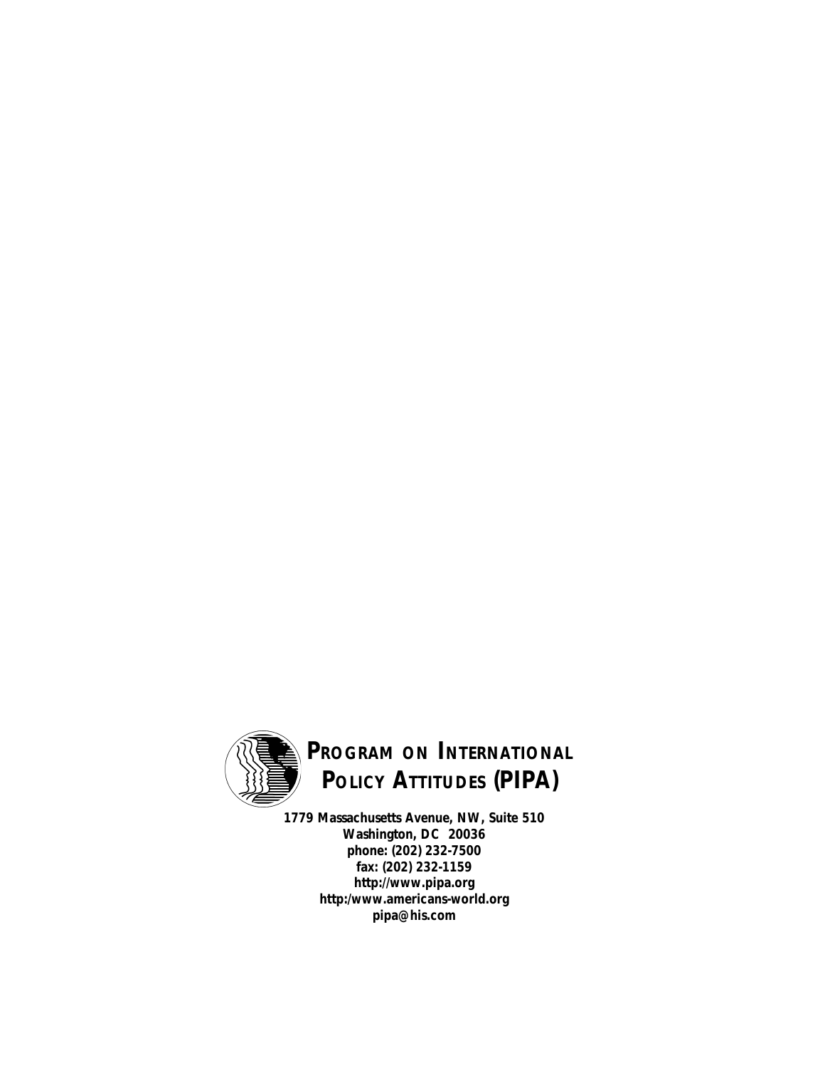**PROGRAM ON INTERNATIONAL POLICY ATTITUDES (PIPA)**

**1779 Massachusetts Avenue, NW, Suite 510**
**Washington, DC 20036**
**phone: (202) 232-7500**
**fax: (202) 232-1159**
**http://www.pipa.org**
**http:/www.americans-world.org**
**pipa@his.com**